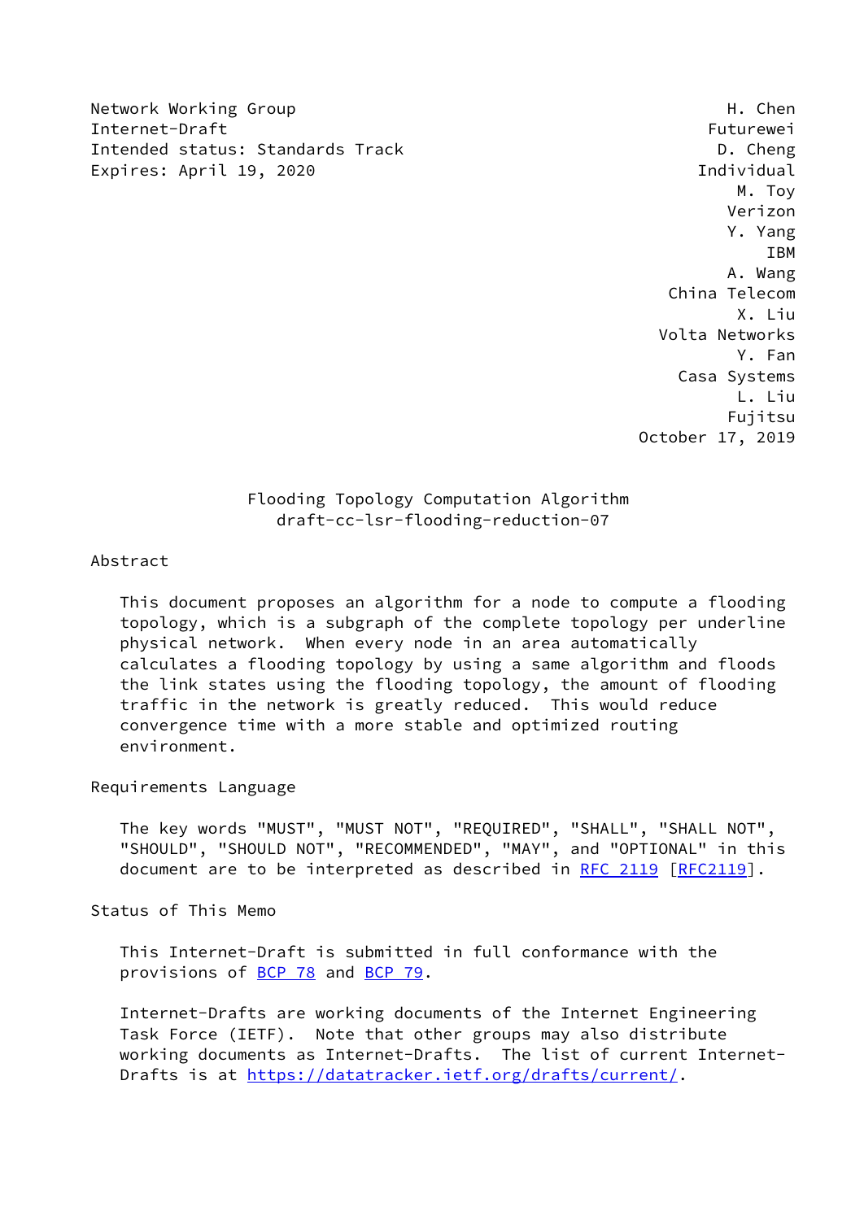Network Working Group H. Chen
Internet-Draft Futurewei
Intended status: Standards Track D. Cheng
Expires: April 19, 2020 Individual
M. Toy
Verizon
Y. Yang
IBM
A. Wang
China Telecom
X. Liu
Volta Networks
Y. Fan
Casa Systems
L. Liu
Fujitsu
October 17, 2019

# Flooding Topology Computation Algorithm
## draft-cc-lsr-flooding-reduction-07

## Abstract

This document proposes an algorithm for a node to compute a flooding topology, which is a subgraph of the complete topology per underline physical network. When every node in an area automatically calculates a flooding topology by using a same algorithm and floods the link states using the flooding topology, the amount of flooding traffic in the network is greatly reduced. This would reduce convergence time with a more stable and optimized routing environment.

## Requirements Language

The key words "MUST", "MUST NOT", "REQUIRED", "SHALL", "SHALL NOT", "SHOULD", "SHOULD NOT", "RECOMMENDED", "MAY", and "OPTIONAL" in this document are to be interpreted as described in RFC 2119 [RFC2119].

## Status of This Memo

This Internet-Draft is submitted in full conformance with the provisions of BCP 78 and BCP 79.

Internet-Drafts are working documents of the Internet Engineering Task Force (IETF). Note that other groups may also distribute working documents as Internet-Drafts. The list of current Internet-Drafts is at https://datatracker.ietf.org/drafts/current/.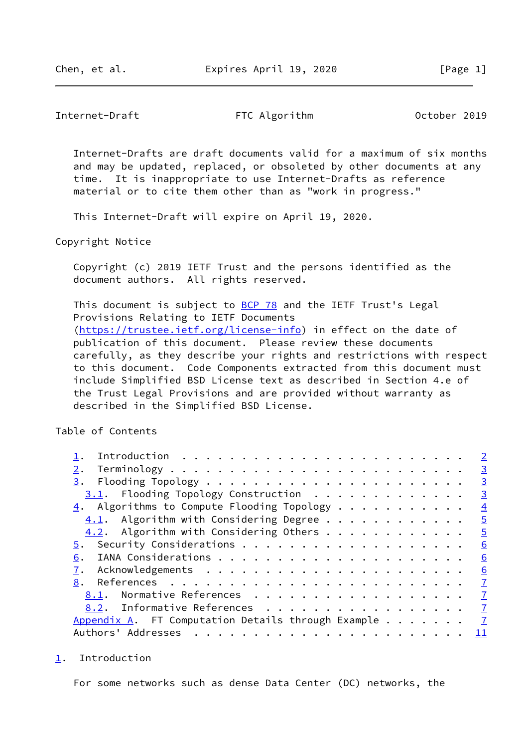Internet-Drafts are draft documents valid for a maximum of six months and may be updated, replaced, or obsoleted by other documents at any time. It is inappropriate to use Internet-Drafts as reference material or to cite them other than as "work in progress."

This Internet-Draft will expire on April 19, 2020.

Copyright Notice

Copyright (c) 2019 IETF Trust and the persons identified as the document authors. All rights reserved.

This document is subject to BCP 78 and the IETF Trust's Legal Provisions Relating to IETF Documents (https://trustee.ietf.org/license-info) in effect on the date of publication of this document. Please review these documents carefully, as they describe your rights and restrictions with respect to this document. Code Components extracted from this document must include Simplified BSD License text as described in Section 4.e of the Trust Legal Provisions and are provided without warranty as described in the Simplified BSD License.

Table of Contents

```
1. Introduction . . . . . . . . . . . . . . . . . . . . . . . . 2
2. Terminology . . . . . . . . . . . . . . . . . . . . . . . . . 3
3. Flooding Topology . . . . . . . . . . . . . . . . . . . . . . 3
  3.1. Flooding Topology Construction . . . . . . . . . . . . . 3
4. Algorithms to Compute Flooding Topology . . . . . . . . . . . 4
  4.1. Algorithm with Considering Degree . . . . . . . . . . . . 5
  4.2. Algorithm with Considering Others . . . . . . . . . . . . 5
5. Security Considerations . . . . . . . . . . . . . . . . . . . 6
6. IANA Considerations . . . . . . . . . . . . . . . . . . . . . 6
7. Acknowledgements . . . . . . . . . . . . . . . . . . . . . . 6
8. References . . . . . . . . . . . . . . . . . . . . . . . . . 7
  8.1. Normative References . . . . . . . . . . . . . . . . . . 7
  8.2. Informative References . . . . . . . . . . . . . . . . . 7
Appendix A. FT Computation Details through Example . . . . . . . 7
Authors' Addresses . . . . . . . . . . . . . . . . . . . . . . . 11
```

## 1. Introduction

For some networks such as dense Data Center (DC) networks, the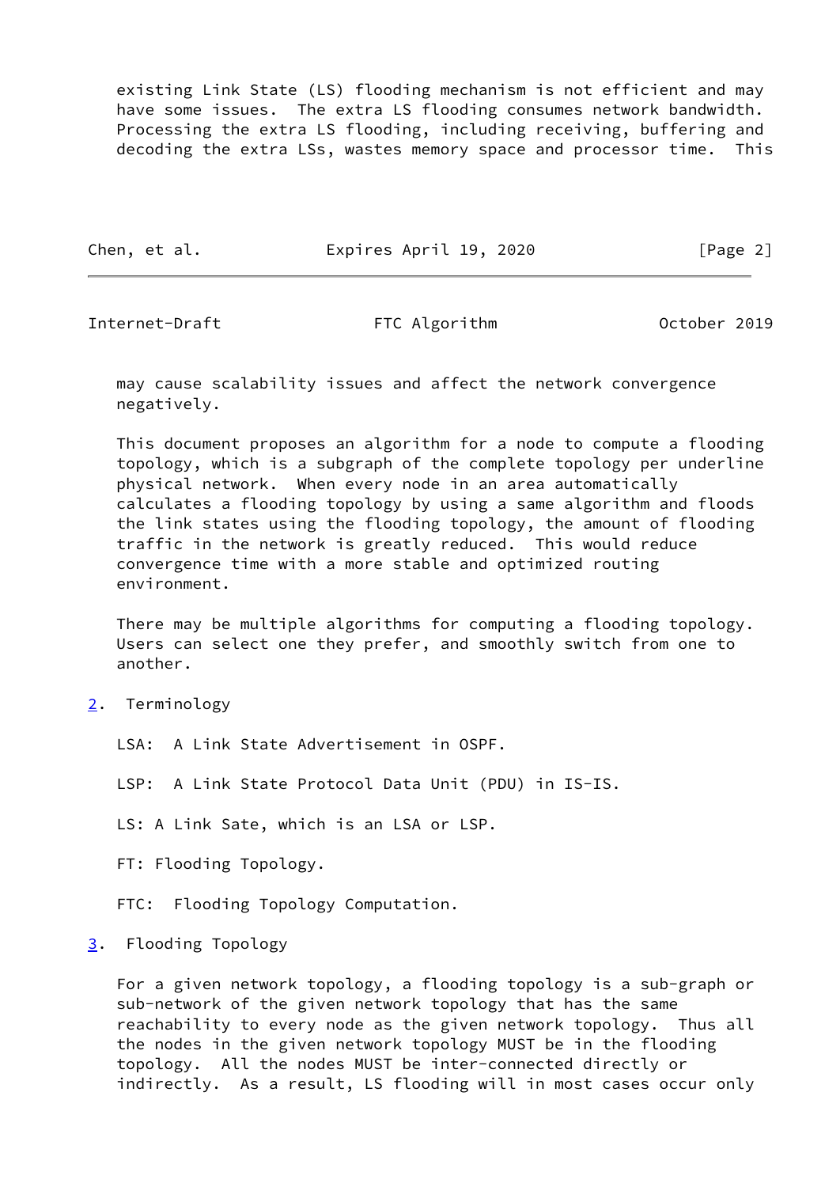existing Link State (LS) flooding mechanism is not efficient and may have some issues. The extra LS flooding consumes network bandwidth. Processing the extra LS flooding, including receiving, buffering and decoding the extra LSs, wastes memory space and processor time. This may cause scalability issues and affect the network convergence negatively.

This document proposes an algorithm for a node to compute a flooding topology, which is a subgraph of the complete topology per underline physical network. When every node in an area automatically calculates a flooding topology by using a same algorithm and floods the link states using the flooding topology, the amount of flooding traffic in the network is greatly reduced. This would reduce convergence time with a more stable and optimized routing environment.

There may be multiple algorithms for computing a flooding topology. Users can select one they prefer, and smoothly switch from one to another.

## 2. Terminology

LSA: A Link State Advertisement in OSPF.

LSP: A Link State Protocol Data Unit (PDU) in IS-IS.

LS: A Link Sate, which is an LSA or LSP.

FT: Flooding Topology.

FTC: Flooding Topology Computation.

## 3. Flooding Topology

For a given network topology, a flooding topology is a sub-graph or sub-network of the given network topology that has the same reachability to every node as the given network topology. Thus all the nodes in the given network topology MUST be in the flooding topology. All the nodes MUST be inter-connected directly or indirectly. As a result, LS flooding will in most cases occur only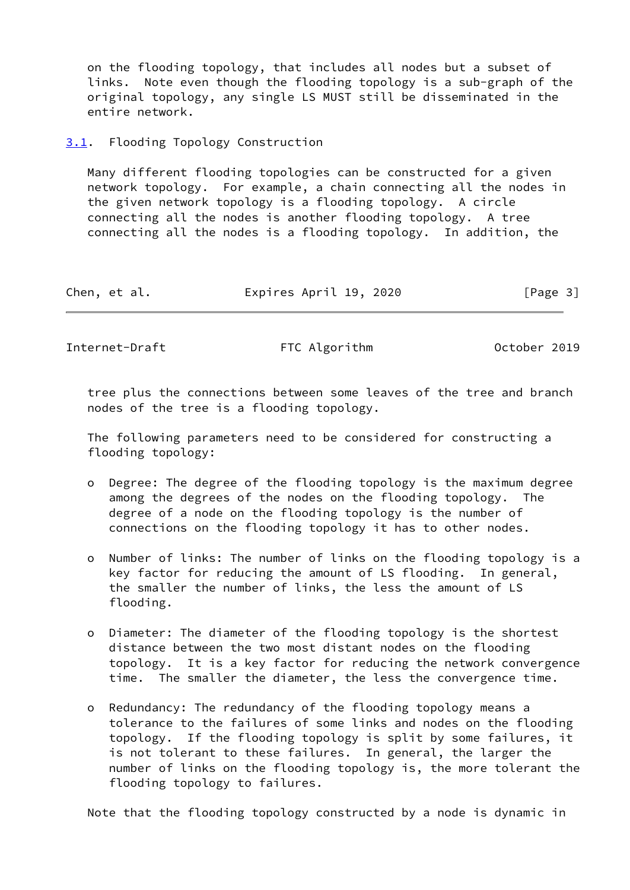on the flooding topology, that includes all nodes but a subset of links. Note even though the flooding topology is a sub-graph of the original topology, any single LS MUST still be disseminated in the entire network.

### 3.1. Flooding Topology Construction

Many different flooding topologies can be constructed for a given network topology. For example, a chain connecting all the nodes in the given network topology is a flooding topology. A circle connecting all the nodes is another flooding topology. A tree connecting all the nodes is a flooding topology. In addition, the tree plus the connections between some leaves of the tree and branch nodes of the tree is a flooding topology.

The following parameters need to be considered for constructing a flooding topology:

- Degree: The degree of the flooding topology is the maximum degree among the degrees of the nodes on the flooding topology. The degree of a node on the flooding topology is the number of connections on the flooding topology it has to other nodes.

- Number of links: The number of links on the flooding topology is a key factor for reducing the amount of LS flooding. In general, the smaller the number of links, the less the amount of LS flooding.

- Diameter: The diameter of the flooding topology is the shortest distance between the two most distant nodes on the flooding topology. It is a key factor for reducing the network convergence time. The smaller the diameter, the less the convergence time.

- Redundancy: The redundancy of the flooding topology means a tolerance to the failures of some links and nodes on the flooding topology. If the flooding topology is split by some failures, it is not tolerant to these failures. In general, the larger the number of links on the flooding topology is, the more tolerant the flooding topology to failures.

Note that the flooding topology constructed by a node is dynamic in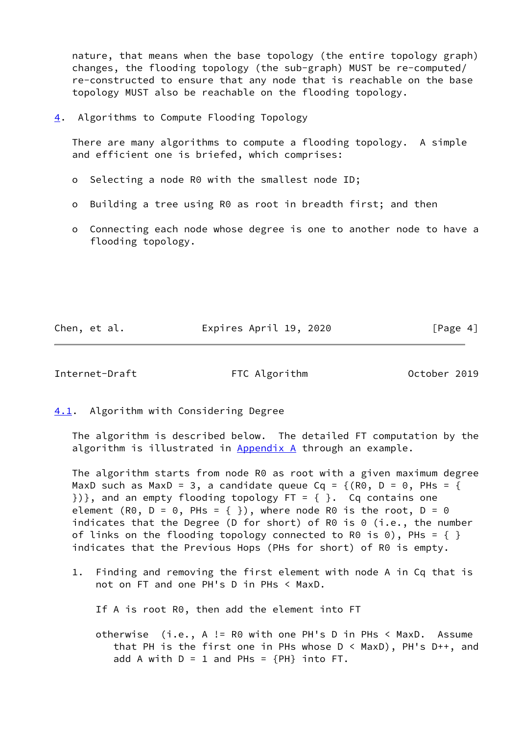nature, that means when the base topology (the entire topology graph) changes, the flooding topology (the sub-graph) MUST be re-computed/ re-constructed to ensure that any node that is reachable on the base topology MUST also be reachable on the flooding topology.

## 4. Algorithms to Compute Flooding Topology

There are many algorithms to compute a flooding topology. A simple and efficient one is briefed, which comprises:

- Selecting a node R0 with the smallest node ID;
- Building a tree using R0 as root in breadth first; and then
- Connecting each node whose degree is one to another node to have a flooding topology.

### 4.1. Algorithm with Considering Degree

The algorithm is described below. The detailed FT computation by the algorithm is illustrated in Appendix A through an example.

The algorithm starts from node R0 as root with a given maximum degree MaxD such as MaxD = 3, a candidate queue Cq = {(R0, D = 0, PHs = { })}, and an empty flooding topology FT = { }. Cq contains one element (R0, D = 0, PHs = { }), where node R0 is the root, D = 0 indicates that the Degree (D for short) of R0 is 0 (i.e., the number of links on the flooding topology connected to R0 is 0), PHs = { } indicates that the Previous Hops (PHs for short) of R0 is empty.

1. Finding and removing the first element with node A in Cq that is not on FT and one PH's D in PHs < MaxD.

   If A is root R0, then add the element into FT

   otherwise (i.e., A != R0 with one PH's D in PHs < MaxD. Assume that PH is the first one in PHs whose D < MaxD), PH's D++, and add A with D = 1 and PHs = {PH} into FT.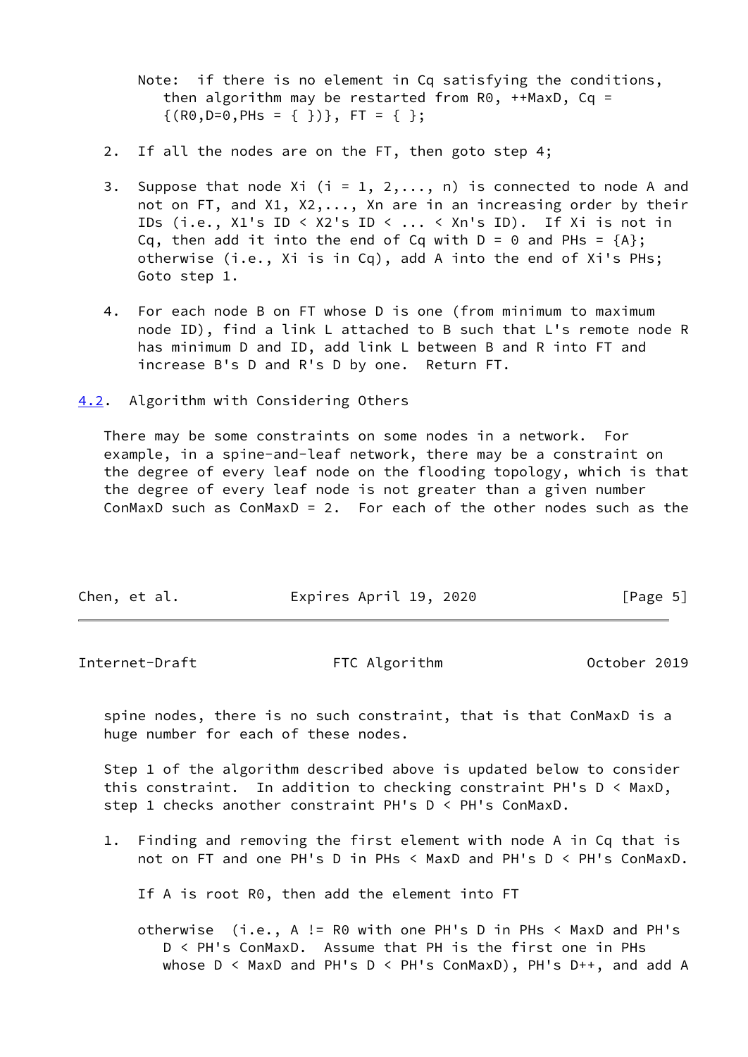Note: if there is no element in Cq satisfying the conditions, then algorithm may be restarted from R0, ++MaxD, Cq = {(R0,D=0,PHs = { })}, FT = { };

2. If all the nodes are on the FT, then goto step 4;

3. Suppose that node Xi (i = 1, 2,..., n) is connected to node A and not on FT, and X1, X2,..., Xn are in an increasing order by their IDs (i.e., X1's ID < X2's ID < ... < Xn's ID). If Xi is not in Cq, then add it into the end of Cq with D = 0 and PHs = {A}; otherwise (i.e., Xi is in Cq), add A into the end of Xi's PHs; Goto step 1.

4. For each node B on FT whose D is one (from minimum to maximum node ID), find a link L attached to B such that L's remote node R has minimum D and ID, add link L between B and R into FT and increase B's D and R's D by one. Return FT.

### 4.2. Algorithm with Considering Others

There may be some constraints on some nodes in a network. For example, in a spine-and-leaf network, there may be a constraint on the degree of every leaf node on the flooding topology, which is that the degree of every leaf node is not greater than a given number ConMaxD such as ConMaxD = 2. For each of the other nodes such as the spine nodes, there is no such constraint, that is that ConMaxD is a huge number for each of these nodes.

Step 1 of the algorithm described above is updated below to consider this constraint. In addition to checking constraint PH's D < MaxD, step 1 checks another constraint PH's D < PH's ConMaxD.

1. Finding and removing the first element with node A in Cq that is not on FT and one PH's D in PHs < MaxD and PH's D < PH's ConMaxD.

   If A is root R0, then add the element into FT

   otherwise (i.e., A != R0 with one PH's D in PHs < MaxD and PH's D < PH's ConMaxD. Assume that PH is the first one in PHs whose D < MaxD and PH's D < PH's ConMaxD), PH's D++, and add A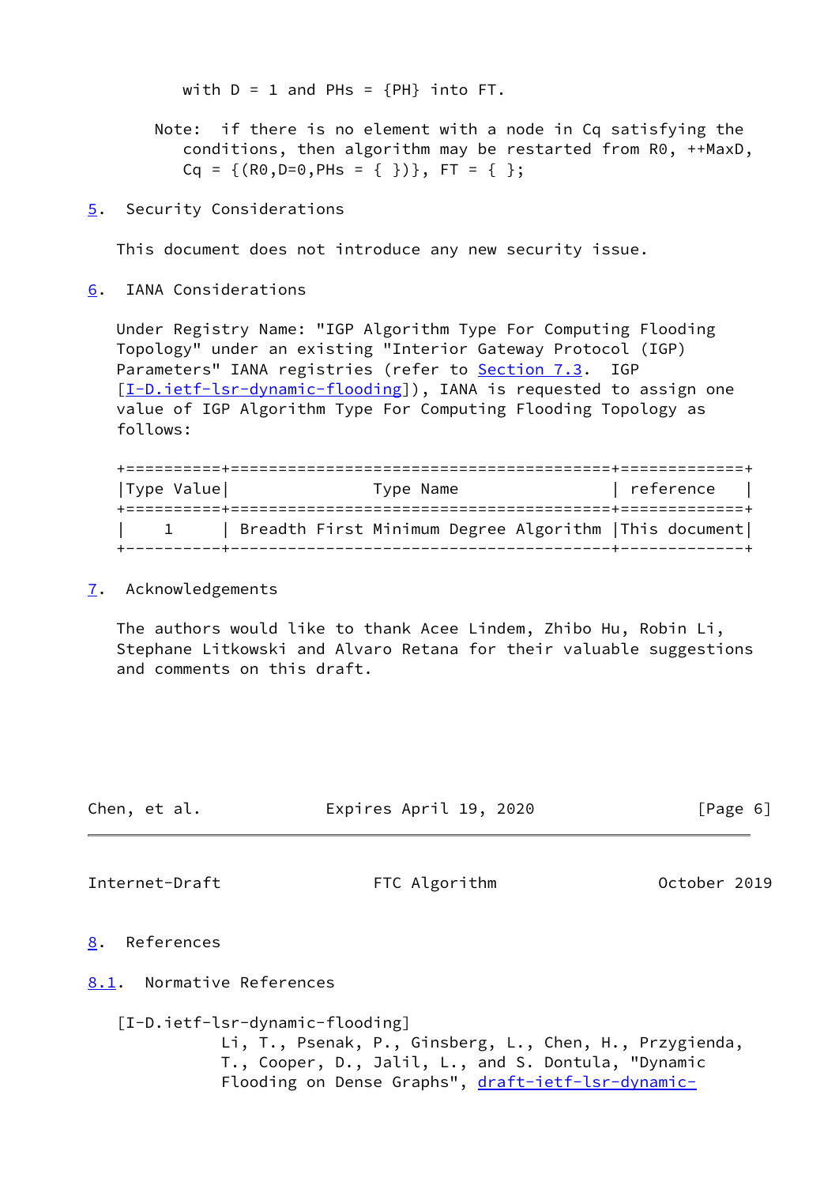with D = 1 and PHs = {PH} into FT.

Note: if there is no element with a node in Cq satisfying the conditions, then algorithm may be restarted from R0, ++MaxD, Cq = {(R0,D=0,PHs = { })}, FT = { };

## 5. Security Considerations

This document does not introduce any new security issue.

## 6. IANA Considerations

Under Registry Name: "IGP Algorithm Type For Computing Flooding Topology" under an existing "Interior Gateway Protocol (IGP) Parameters" IANA registries (refer to Section 7.3. IGP [I-D.ietf-lsr-dynamic-flooding]), IANA is requested to assign one value of IGP Algorithm Type For Computing Flooding Topology as follows:

| Type Value | Type Name | reference |
|---|---|---|
| 1 | Breadth First Minimum Degree Algorithm | This document |

## 7. Acknowledgements

The authors would like to thank Acee Lindem, Zhibo Hu, Robin Li, Stephane Litkowski and Alvaro Retana for their valuable suggestions and comments on this draft.

## 8. References

### 8.1. Normative References

[I-D.ietf-lsr-dynamic-flooding]
Li, T., Psenak, P., Ginsberg, L., Chen, H., Przygienda, T., Cooper, D., Jalil, L., and S. Dontula, "Dynamic Flooding on Dense Graphs", draft-ietf-lsr-dynamic-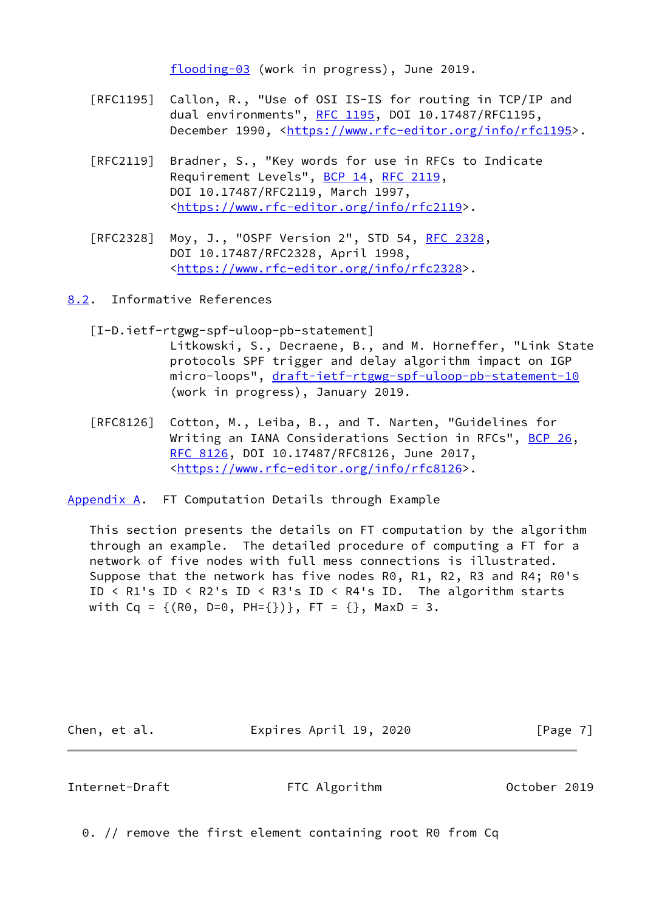flooding-03 (work in progress), June 2019.

[RFC1195] Callon, R., "Use of OSI IS-IS for routing in TCP/IP and dual environments", RFC 1195, DOI 10.17487/RFC1195, December 1990, <https://www.rfc-editor.org/info/rfc1195>.

[RFC2119] Bradner, S., "Key words for use in RFCs to Indicate Requirement Levels", BCP 14, RFC 2119, DOI 10.17487/RFC2119, March 1997, <https://www.rfc-editor.org/info/rfc2119>.

[RFC2328] Moy, J., "OSPF Version 2", STD 54, RFC 2328, DOI 10.17487/RFC2328, April 1998, <https://www.rfc-editor.org/info/rfc2328>.

## 8.2. Informative References

[I-D.ietf-rtgwg-spf-uloop-pb-statement] Litkowski, S., Decraene, B., and M. Horneffer, "Link State protocols SPF trigger and delay algorithm impact on IGP micro-loops", draft-ietf-rtgwg-spf-uloop-pb-statement-10 (work in progress), January 2019.

[RFC8126] Cotton, M., Leiba, B., and T. Narten, "Guidelines for Writing an IANA Considerations Section in RFCs", BCP 26, RFC 8126, DOI 10.17487/RFC8126, June 2017, <https://www.rfc-editor.org/info/rfc8126>.

# Appendix A. FT Computation Details through Example

This section presents the details on FT computation by the algorithm through an example. The detailed procedure of computing a FT for a network of five nodes with full mess connections is illustrated. Suppose that the network has five nodes R0, R1, R2, R3 and R4; R0's ID < R1's ID < R2's ID < R3's ID < R4's ID. The algorithm starts with Cq = {(R0, D=0, PH={})}, FT = {}, MaxD = 3.

```
0. // remove the first element containing root R0 from Cq
```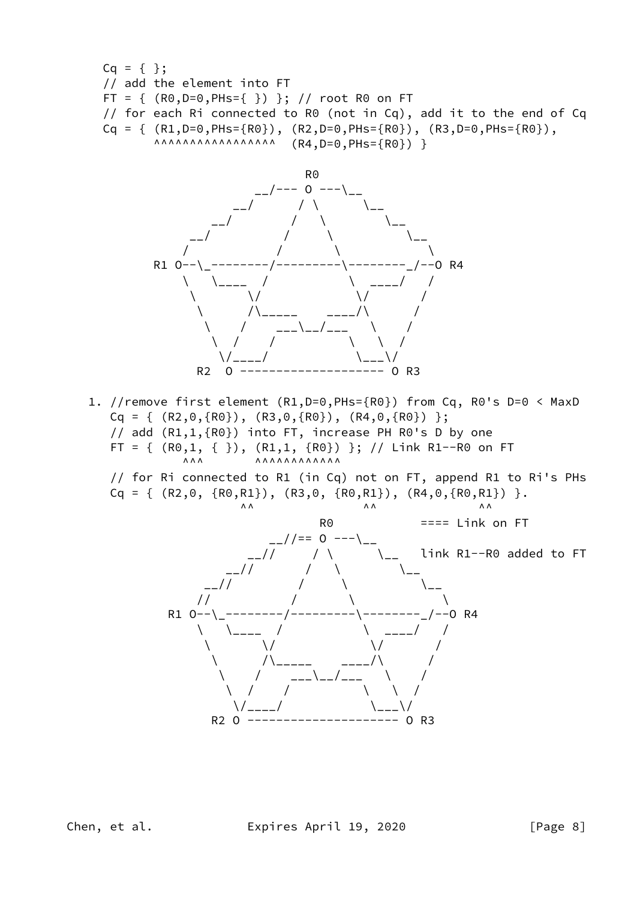```
      Cq = { };
      // add the element into FT
      FT = { (R0,D=0,PHs={ }) }; // root R0 on FT
      // for each Ri connected to R0 (not in Cq), add it to the end of Cq
      Cq = { (R1,D=0,PHs={R0}), (R2,D=0,PHs={R0}), (R3,D=0,PHs={R0}),
             ^^^^^^^^^^^^^^^^^  (R4,D=0,PHs={R0}) }

                                 R0
                          __/--- O ---\__
                       __/      / \      \__
                    __/        /   \        \__
                 __/          /     \          \__
                /            /       \            \
            R1 O--\_--------/---------\--------_/--O R4
                \   \____  /           \  ____/   /
                 \       \/             \/       /
                  \      /\_____    ____/\      /
                   \    /    ___\__/___   \    /
                    \  /    /           \  \  /
                     \/____/             \___\/
                  R2  O -------------------- O R3

   1. //remove first element (R1,D=0,PHs={R0}) from Cq, R0's D=0 < MaxD
      Cq = { (R2,0,{R0}), (R3,0,{R0}), (R4,0,{R0}) };
      // add (R1,1,{R0}) into FT, increase PH R0's D by one
      FT = { (R0,1, { }), (R1,1, {R0}) }; // Link R1--R0 on FT
              ^^^        ^^^^^^^^^^^^
      // for Ri connected to R1 (in Cq) not on FT, append R1 to Ri's PHs
      Cq = { (R2,0, {R0,R1}), (R3,0, {R0,R1}), (R4,0,{R0,R1}) }.
                       ^^              ^^               ^^
                                  R0           ==== Link on FT
                           __//== O ---\__
                        __//     / \      \__   link R1--R0 added to FT
                     __//       /   \        \__
                  __//         /     \          \__
                 //           /       \            \
            R1 O--\_--------/---------\--------_/--O R4
                \   \____  /           \  ____/   /
                 \       \/             \/       /
                  \      /\_____    ____/\      /
                   \    /    ___\__/___   \    /
                    \  /    /           \  \  /
                     \/____/             \___\/
                  R2 O --------------------- O R3
```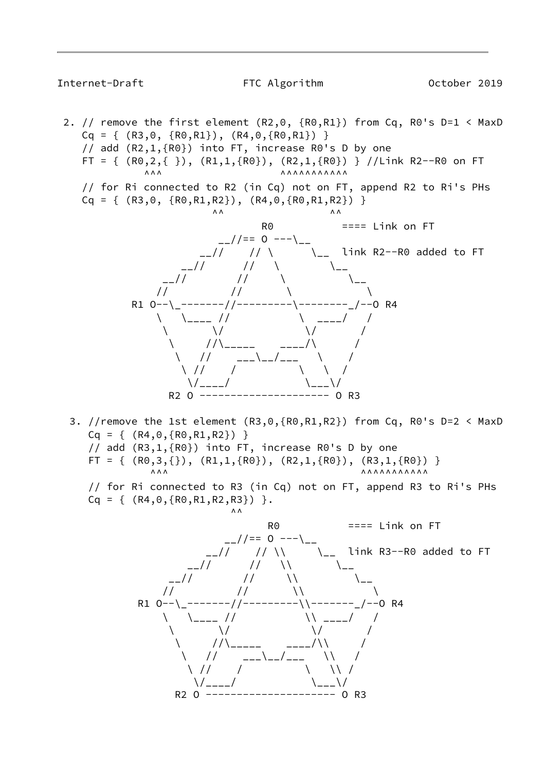```
 2. // remove the first element (R2,0, {R0,R1}) from Cq, R0's D=1 < MaxD
    Cq = { (R3,0, {R0,R1}), (R4,0,{R0,R1}) }
    // add (R2,1,{R0}) into FT, increase R0's D by one
    FT = { (R0,2,{ }), (R1,1,{R0}), (R2,1,{R0}) } //Link R2--R0 on FT
           ^^^                      ^^^^^^^^^^^
    // for Ri connected to R2 (in Cq) not on FT, append R2 to Ri's PHs
    Cq = { (R3,0, {R0,R1,R2}), (R4,0,{R0,R1,R2}) }
                         ^^                 ^^
                              R0           ==== Link on FT
                          __//== O ---\__
                       __//    // \      \__  link R2--R0 added to FT
                    __//      //   \        \__
                 __//        //     \          \__
                //          //       \            \
           R1 O--\_-------//---------\--------_/--O R4
                \   \____ //           \  ____/   /
                 \       \/             \/       /
                  \     //\_____    ____/\      /
                   \   //    ___\__/___   \    /
                    \ //    /          \   \  /
                     \/____/            \___\/
                 R2 O --------------------- O R3

  3. //remove the 1st element (R3,0,{R0,R1,R2}) from Cq, R0's D=2 < MaxD
     Cq = { (R4,0,{R0,R1,R2}) }
     // add (R3,1,{R0}) into FT, increase R0's D by one
     FT = { (R0,3,{}), (R1,1,{R0}), (R2,1,{R0}), (R3,1,{R0}) }
            ^^^                                  ^^^^^^^^^^^
     // for Ri connected to R3 (in Cq) not on FT, append R3 to Ri's PHs
     Cq = { (R4,0,{R0,R1,R2,R3}) }.
                          ^^
                              R0           ==== Link on FT
                          __//== O ---\__
                       __//    // \\     \__  link R3--R0 added to FT
                    __//      //   \\       \__
                 __//        //     \\         \__
                //          //       \\           \
           R1 O--\_-------//---------\\-------_/--O R4
                \   \____ //           \\ ____/   /
                 \       \/             \/       /
                  \     //\_____    ____/\\     /
                   \   //    ___\__/___   \\   /
                    \ //    /          \   \\ /
                     \/____/            \___\/
                 R2 O --------------------- O R3
```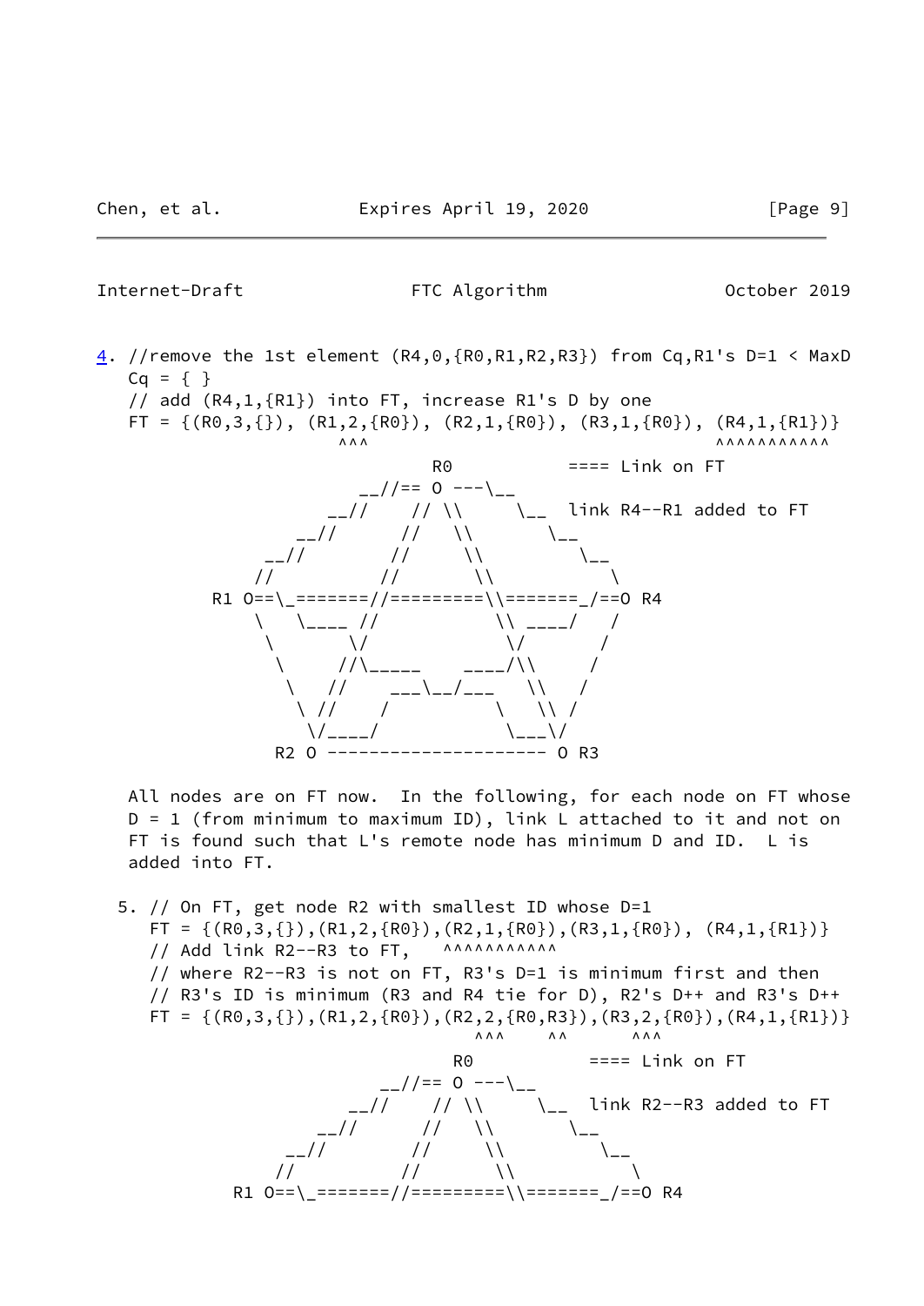```
4. //remove the 1st element (R4,0,{R0,R1,R2,R3}) from Cq,R1's D=1 < MaxD
   Cq = { }
   // add (R4,1,{R1}) into FT, increase R1's D by one
   FT = {(R0,3,{}), (R1,2,{R0}), (R2,1,{R0}), (R3,1,{R0}), (R4,1,{R1})}
                    ^^^                                 ^^^^^^^^^^^
                            R0           ==== Link on FT
                      __//== O ---\__
                   __//    // \\     \__  link R4--R1 added to FT
                __//      //   \\       \__
             __//        //     \\         \__
            //          //       \\           \
        R1 O==\_=======//=========\\=======_/==O R4
             \   \____ //           \\ ____/   /
              \       \/             \/       /
               \     //\_____    _____/\\     /
                \   //    ___\__/___   \\   /
                 \ //    /          \   \\ /
                  \/____/            \___\/
              R2 O --------------------- O R3

   All nodes are on FT now.  In the following, for each node on FT whose
   D = 1 (from minimum to maximum ID), link L attached to it and not on
   FT is found such that L's remote node has minimum D and ID.  L is
   added into FT.

  5. // On FT, get node R2 with smallest ID whose D=1
     FT = {(R0,3,{}),(R1,2,{R0}),(R2,1,{R0}),(R3,1,{R0}), (R4,1,{R1})}
     // Add link R2--R3 to FT,   ^^^^^^^^^^^
     // where R2--R3 is not on FT, R3's D=1 is minimum first and then
     // R3's ID is minimum (R3 and R4 tie for D), R2's D++ and R3's D++
     FT = {(R0,3,{}),(R1,2,{R0}),(R2,2,{R0,R3}),(R3,2,{R0}),(R4,1,{R1})}
                                  ^^^    ^^      ^^^
                            R0           ==== Link on FT
                      __//== O ---\__
                   __//    // \\     \__  link R2--R3 added to FT
                __//      //   \\       \__
             __//        //     \\         \__
            //          //       \\           \
        R1 O==\_=======//=========\\=======_/==O R4
```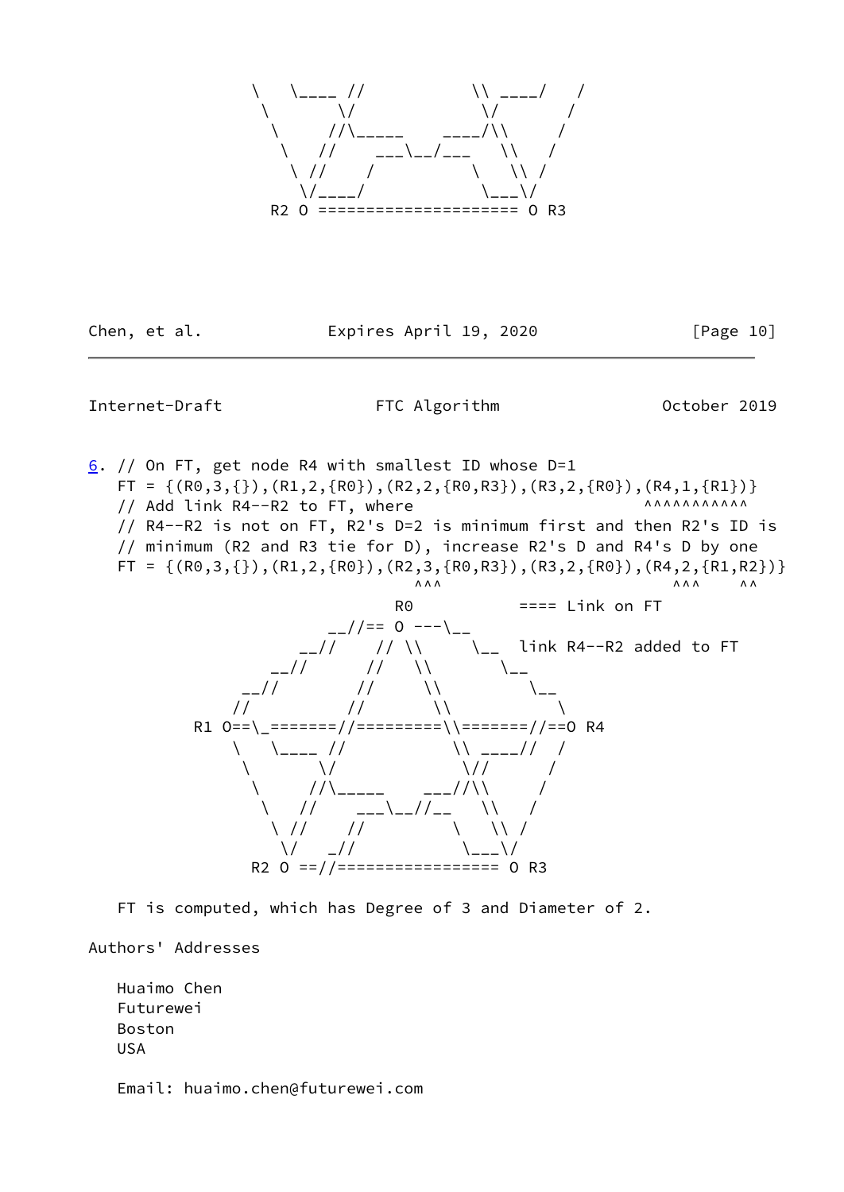```
             \    \____ //            \\ ____/    /
              \        \/              \/        /
               \      //\_____     ____/\\      /
                \   //     ___\__/___    \\    /
                 \ //     /          \    \\ /
                  \/____/             \___\/
               R2 O ===================== O R3
```

6. // On FT, get node R4 with smallest ID whose D=1

```
   FT = {(R0,3,{}),(R1,2,{R0}),(R2,2,{R0,R3}),(R3,2,{R0}),(R4,1,{R1})}
   // Add link R4--R2 to FT, where                        ^^^^^^^^^^^
   // R4--R2 is not on FT, R2's D=2 is minimum first and then R2's ID is
   // minimum (R2 and R3 tie for D), increase R2's D and R4's D by one
   FT = {(R0,3,{}),(R1,2,{R0}),(R2,3,{R0,R3}),(R3,2,{R0}),(R4,2,{R1,R2})}
                                  ^^^                        ^^^    ^^
                              R0            ==== Link on FT
                       __//== O ---\__
                    __//    // \\     \__  link R4--R2 added to FT
                 __//      //   \\       \__
              __//        //     \\         \__
             //          //       \\           \
         R1 O==\_=======//=========\\=======//==O R4
             \   \____ //           \\ ____//  /
              \       \/             \//      /
               \     //\_____    ___//\\     /
                \   //     ___\__//__   \\   /
                 \ //    //         \   \\ /
                  \/   _//           \___\/
               R2 O ==//================= O R3
```

FT is computed, which has Degree of 3 and Diameter of 2.

# Authors' Addresses

Huaimo Chen
Futurewei
Boston
USA

Email: huaimo.chen@futurewei.com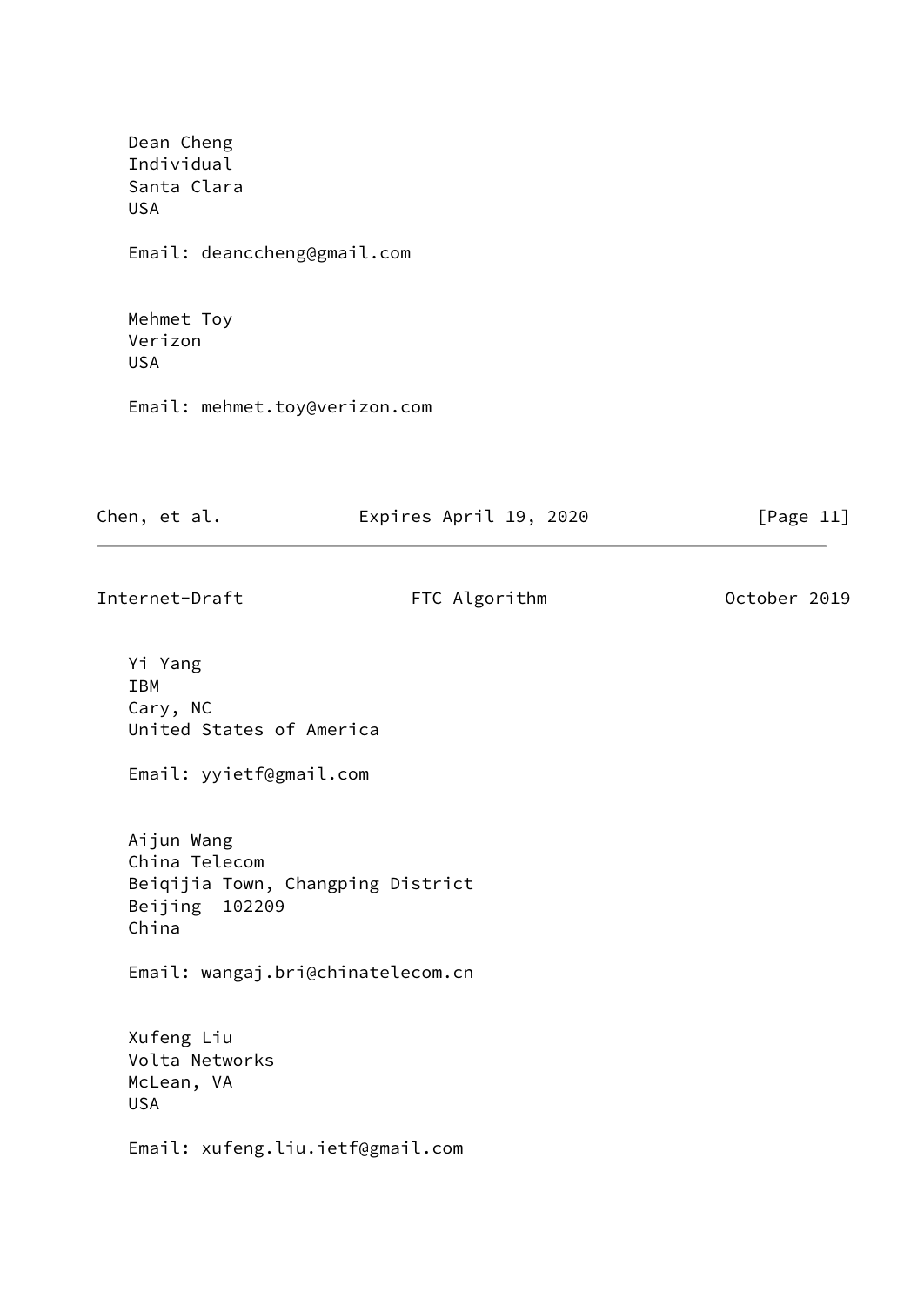Dean Cheng
Individual
Santa Clara
USA

Email: deanccheng@gmail.com

Mehmet Toy
Verizon
USA

Email: mehmet.toy@verizon.com

Yi Yang
IBM
Cary, NC
United States of America

Email: yyietf@gmail.com

Aijun Wang
China Telecom
Beiqijia Town, Changping District
Beijing  102209
China

Email: wangaj.bri@chinatelecom.cn

Xufeng Liu
Volta Networks
McLean, VA
USA

Email: xufeng.liu.ietf@gmail.com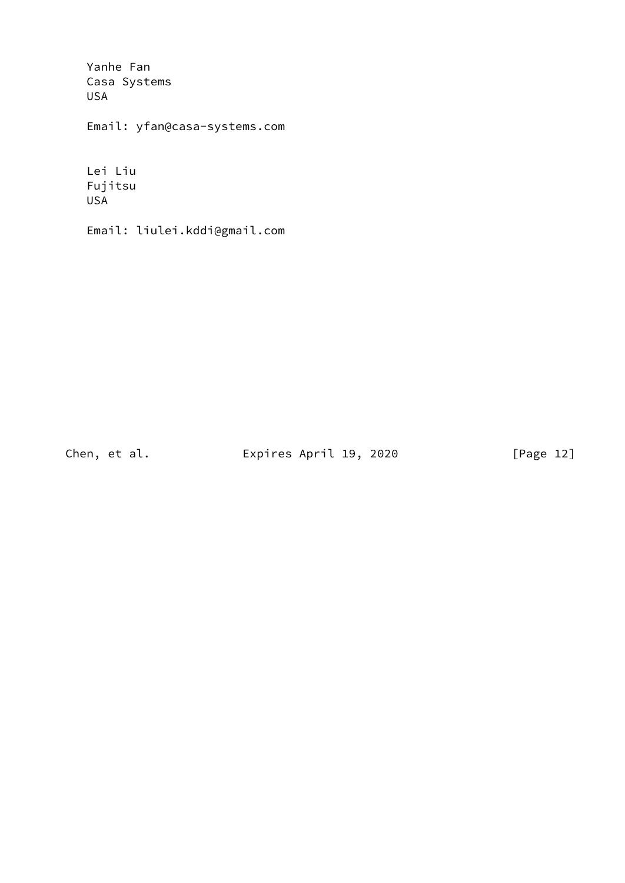Yanhe Fan
Casa Systems
USA

Email: yfan@casa-systems.com

Lei Liu
Fujitsu
USA

Email: liulei.kddi@gmail.com